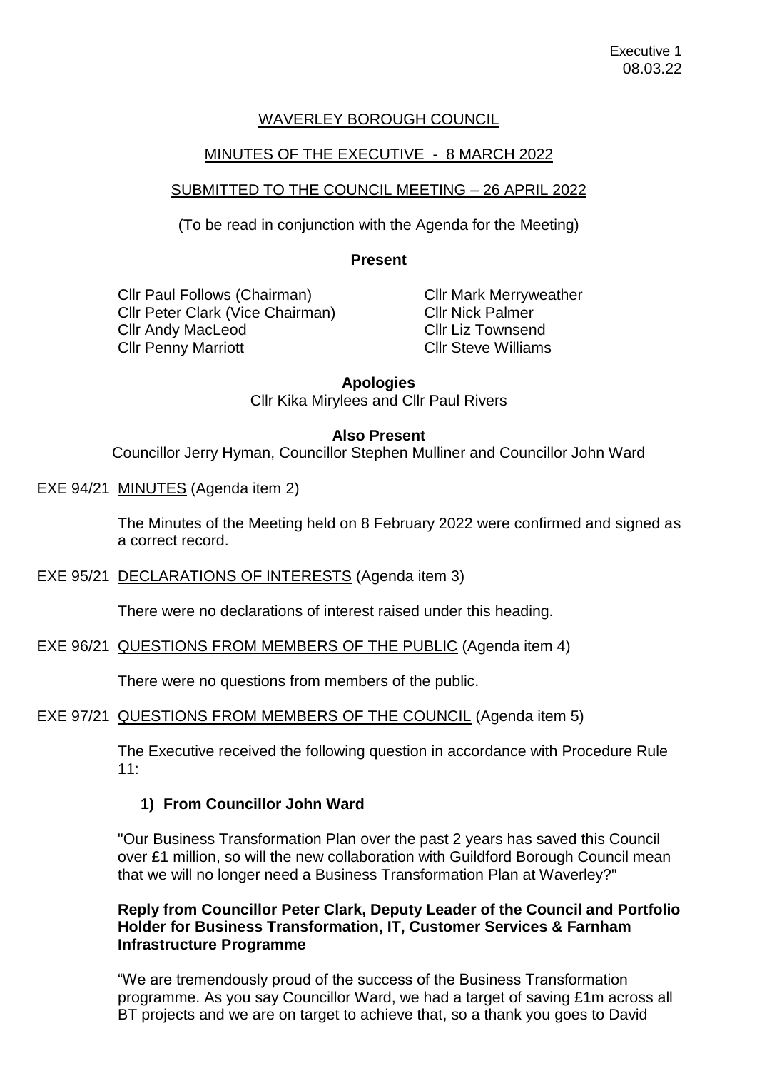Executive 1
08.03.22

# WAVERLEY BOROUGH COUNCIL

## MINUTES OF THE EXECUTIVE - 8 MARCH 2022

## SUBMITTED TO THE COUNCIL MEETING – 26 APRIL 2022

(To be read in conjunction with the Agenda for the Meeting)

**Present**

Cllr Paul Follows (Chairman)
Cllr Peter Clark (Vice Chairman)
Cllr Andy MacLeod
Cllr Penny Marriott
Cllr Mark Merryweather
Cllr Nick Palmer
Cllr Liz Townsend
Cllr Steve Williams

**Apologies**

Cllr Kika Mirylees and Cllr Paul Rivers

**Also Present**

Councillor Jerry Hyman, Councillor Stephen Mulliner and Councillor John Ward

EXE 94/21 MINUTES (Agenda item 2)

The Minutes of the Meeting held on 8 February 2022 were confirmed and signed as a correct record.

EXE 95/21 DECLARATIONS OF INTERESTS (Agenda item 3)

There were no declarations of interest raised under this heading.

EXE 96/21 QUESTIONS FROM MEMBERS OF THE PUBLIC (Agenda item 4)

There were no questions from members of the public.

EXE 97/21 QUESTIONS FROM MEMBERS OF THE COUNCIL (Agenda item 5)

The Executive received the following question in accordance with Procedure Rule 11:

**1) From Councillor John Ward**

"Our Business Transformation Plan over the past 2 years has saved this Council over £1 million, so will the new collaboration with Guildford Borough Council mean that we will no longer need a Business Transformation Plan at Waverley?"

**Reply from Councillor Peter Clark, Deputy Leader of the Council and Portfolio Holder for Business Transformation, IT, Customer Services & Farnham Infrastructure Programme**

"We are tremendously proud of the success of the Business Transformation programme. As you say Councillor Ward, we had a target of saving £1m across all BT projects and we are on target to achieve that, so a thank you goes to David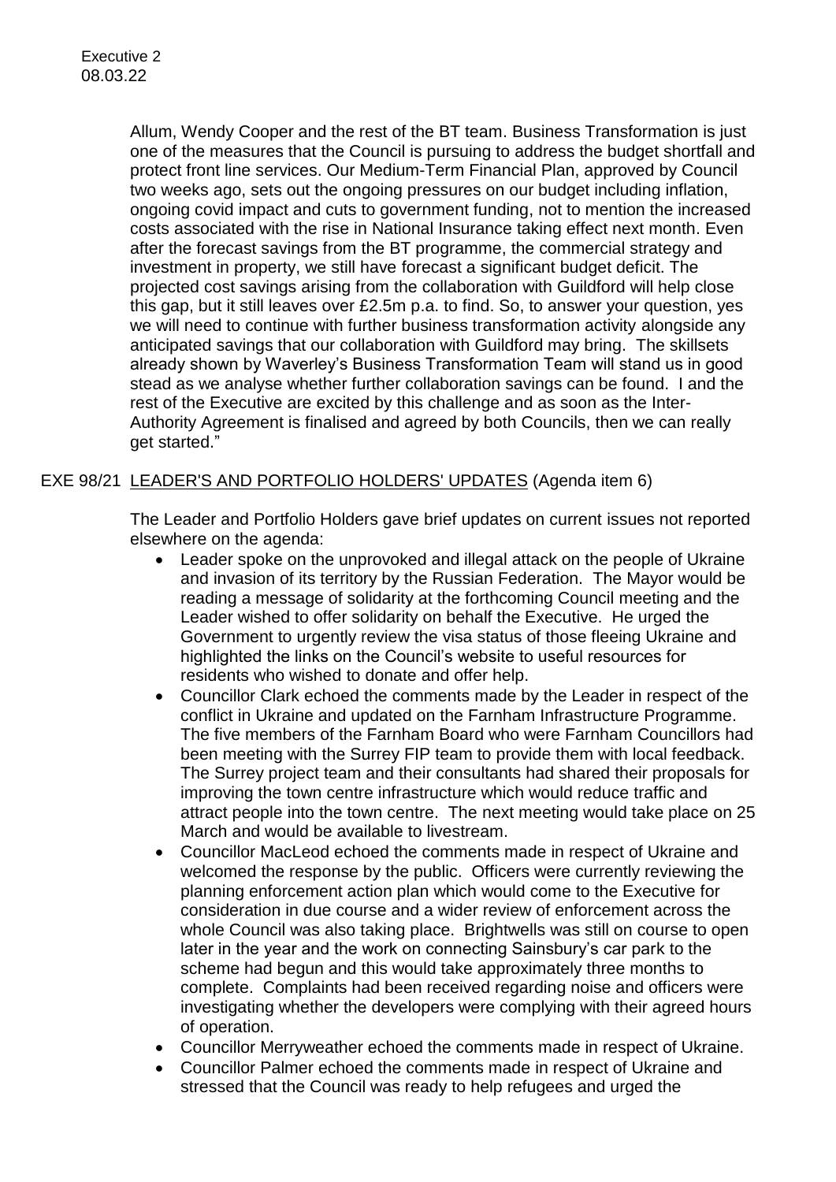Allum, Wendy Cooper and the rest of the BT team. Business Transformation is just one of the measures that the Council is pursuing to address the budget shortfall and protect front line services. Our Medium-Term Financial Plan, approved by Council two weeks ago, sets out the ongoing pressures on our budget including inflation, ongoing covid impact and cuts to government funding, not to mention the increased costs associated with the rise in National Insurance taking effect next month. Even after the forecast savings from the BT programme, the commercial strategy and investment in property, we still have forecast a significant budget deficit. The projected cost savings arising from the collaboration with Guildford will help close this gap, but it still leaves over £2.5m p.a. to find. So, to answer your question, yes we will need to continue with further business transformation activity alongside any anticipated savings that our collaboration with Guildford may bring. The skillsets already shown by Waverley's Business Transformation Team will stand us in good stead as we analyse whether further collaboration savings can be found. I and the rest of the Executive are excited by this challenge and as soon as the Inter-Authority Agreement is finalised and agreed by both Councils, then we can really get started."

## EXE 98/21 LEADER'S AND PORTFOLIO HOLDERS' UPDATES (Agenda item 6)

The Leader and Portfolio Holders gave brief updates on current issues not reported elsewhere on the agenda:

- Leader spoke on the unprovoked and illegal attack on the people of Ukraine and invasion of its territory by the Russian Federation. The Mayor would be reading a message of solidarity at the forthcoming Council meeting and the Leader wished to offer solidarity on behalf the Executive. He urged the Government to urgently review the visa status of those fleeing Ukraine and highlighted the links on the Council's website to useful resources for residents who wished to donate and offer help.
- Councillor Clark echoed the comments made by the Leader in respect of the conflict in Ukraine and updated on the Farnham Infrastructure Programme. The five members of the Farnham Board who were Farnham Councillors had been meeting with the Surrey FIP team to provide them with local feedback. The Surrey project team and their consultants had shared their proposals for improving the town centre infrastructure which would reduce traffic and attract people into the town centre. The next meeting would take place on 25 March and would be available to livestream.
- Councillor MacLeod echoed the comments made in respect of Ukraine and welcomed the response by the public. Officers were currently reviewing the planning enforcement action plan which would come to the Executive for consideration in due course and a wider review of enforcement across the whole Council was also taking place. Brightwells was still on course to open later in the year and the work on connecting Sainsbury's car park to the scheme had begun and this would take approximately three months to complete. Complaints had been received regarding noise and officers were investigating whether the developers were complying with their agreed hours of operation.
- Councillor Merryweather echoed the comments made in respect of Ukraine.
- Councillor Palmer echoed the comments made in respect of Ukraine and stressed that the Council was ready to help refugees and urged the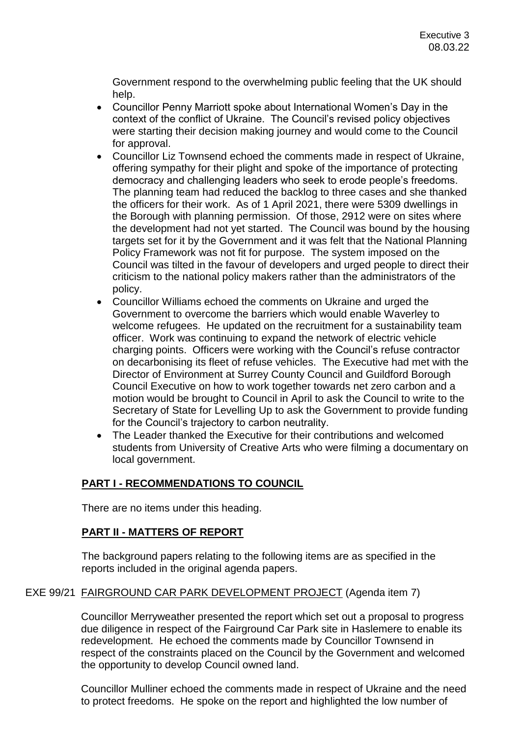Government respond to the overwhelming public feeling that the UK should help.

- Councillor Penny Marriott spoke about International Women's Day in the context of the conflict of Ukraine. The Council's revised policy objectives were starting their decision making journey and would come to the Council for approval.
- Councillor Liz Townsend echoed the comments made in respect of Ukraine, offering sympathy for their plight and spoke of the importance of protecting democracy and challenging leaders who seek to erode people's freedoms. The planning team had reduced the backlog to three cases and she thanked the officers for their work. As of 1 April 2021, there were 5309 dwellings in the Borough with planning permission. Of those, 2912 were on sites where the development had not yet started. The Council was bound by the housing targets set for it by the Government and it was felt that the National Planning Policy Framework was not fit for purpose. The system imposed on the Council was tilted in the favour of developers and urged people to direct their criticism to the national policy makers rather than the administrators of the policy.
- Councillor Williams echoed the comments on Ukraine and urged the Government to overcome the barriers which would enable Waverley to welcome refugees. He updated on the recruitment for a sustainability team officer. Work was continuing to expand the network of electric vehicle charging points. Officers were working with the Council's refuse contractor on decarbonising its fleet of refuse vehicles. The Executive had met with the Director of Environment at Surrey County Council and Guildford Borough Council Executive on how to work together towards net zero carbon and a motion would be brought to Council in April to ask the Council to write to the Secretary of State for Levelling Up to ask the Government to provide funding for the Council's trajectory to carbon neutrality.
- The Leader thanked the Executive for their contributions and welcomed students from University of Creative Arts who were filming a documentary on local government.

## PART I - RECOMMENDATIONS TO COUNCIL

There are no items under this heading.

## PART II - MATTERS OF REPORT

The background papers relating to the following items are as specified in the reports included in the original agenda papers.

### EXE 99/21 FAIRGROUND CAR PARK DEVELOPMENT PROJECT (Agenda item 7)

Councillor Merryweather presented the report which set out a proposal to progress due diligence in respect of the Fairground Car Park site in Haslemere to enable its redevelopment. He echoed the comments made by Councillor Townsend in respect of the constraints placed on the Council by the Government and welcomed the opportunity to develop Council owned land.

Councillor Mulliner echoed the comments made in respect of Ukraine and the need to protect freedoms. He spoke on the report and highlighted the low number of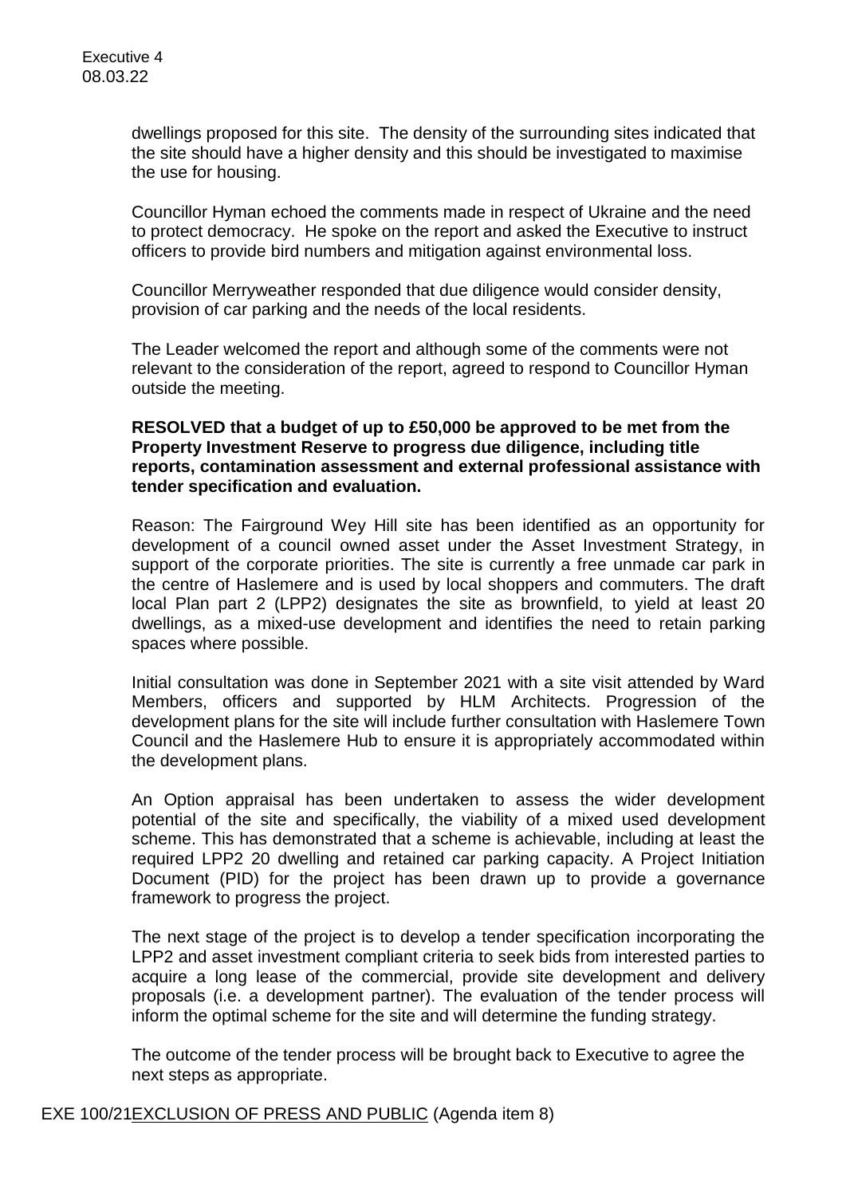dwellings proposed for this site. The density of the surrounding sites indicated that the site should have a higher density and this should be investigated to maximise the use for housing.

Councillor Hyman echoed the comments made in respect of Ukraine and the need to protect democracy. He spoke on the report and asked the Executive to instruct officers to provide bird numbers and mitigation against environmental loss.

Councillor Merryweather responded that due diligence would consider density, provision of car parking and the needs of the local residents.

The Leader welcomed the report and although some of the comments were not relevant to the consideration of the report, agreed to respond to Councillor Hyman outside the meeting.

**RESOLVED that a budget of up to £50,000 be approved to be met from the Property Investment Reserve to progress due diligence, including title reports, contamination assessment and external professional assistance with tender specification and evaluation.**

Reason: The Fairground Wey Hill site has been identified as an opportunity for development of a council owned asset under the Asset Investment Strategy, in support of the corporate priorities. The site is currently a free unmade car park in the centre of Haslemere and is used by local shoppers and commuters. The draft local Plan part 2 (LPP2) designates the site as brownfield, to yield at least 20 dwellings, as a mixed-use development and identifies the need to retain parking spaces where possible.

Initial consultation was done in September 2021 with a site visit attended by Ward Members, officers and supported by HLM Architects. Progression of the development plans for the site will include further consultation with Haslemere Town Council and the Haslemere Hub to ensure it is appropriately accommodated within the development plans.

An Option appraisal has been undertaken to assess the wider development potential of the site and specifically, the viability of a mixed used development scheme. This has demonstrated that a scheme is achievable, including at least the required LPP2 20 dwelling and retained car parking capacity. A Project Initiation Document (PID) for the project has been drawn up to provide a governance framework to progress the project.

The next stage of the project is to develop a tender specification incorporating the LPP2 and asset investment compliant criteria to seek bids from interested parties to acquire a long lease of the commercial, provide site development and delivery proposals (i.e. a development partner). The evaluation of the tender process will inform the optimal scheme for the site and will determine the funding strategy.

The outcome of the tender process will be brought back to Executive to agree the next steps as appropriate.

EXE 100/21 EXCLUSION OF PRESS AND PUBLIC (Agenda item 8)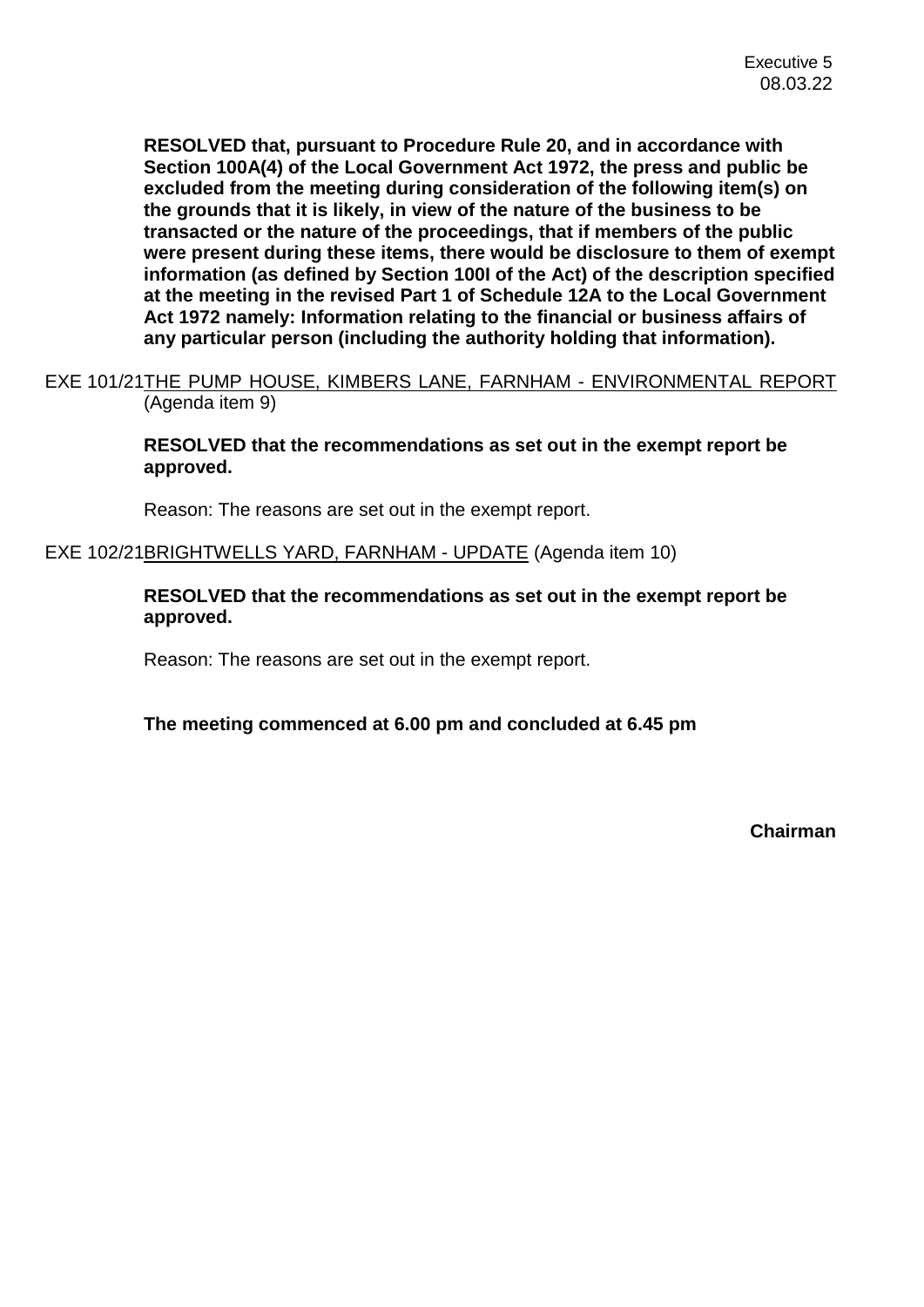**RESOLVED that, pursuant to Procedure Rule 20, and in accordance with Section 100A(4) of the Local Government Act 1972, the press and public be excluded from the meeting during consideration of the following item(s) on the grounds that it is likely, in view of the nature of the business to be transacted or the nature of the proceedings, that if members of the public were present during these items, there would be disclosure to them of exempt information (as defined by Section 100I of the Act) of the description specified at the meeting in the revised Part 1 of Schedule 12A to the Local Government Act 1972 namely: Information relating to the financial or business affairs of any particular person (including the authority holding that information).**

EXE 101/21 THE PUMP HOUSE, KIMBERS LANE, FARNHAM - ENVIRONMENTAL REPORT (Agenda item 9)

**RESOLVED that the recommendations as set out in the exempt report be approved.**

Reason: The reasons are set out in the exempt report.

EXE 102/21 BRIGHTWELLS YARD, FARNHAM - UPDATE (Agenda item 10)

**RESOLVED that the recommendations as set out in the exempt report be approved.**

Reason: The reasons are set out in the exempt report.

**The meeting commenced at 6.00 pm and concluded at 6.45 pm**

**Chairman**